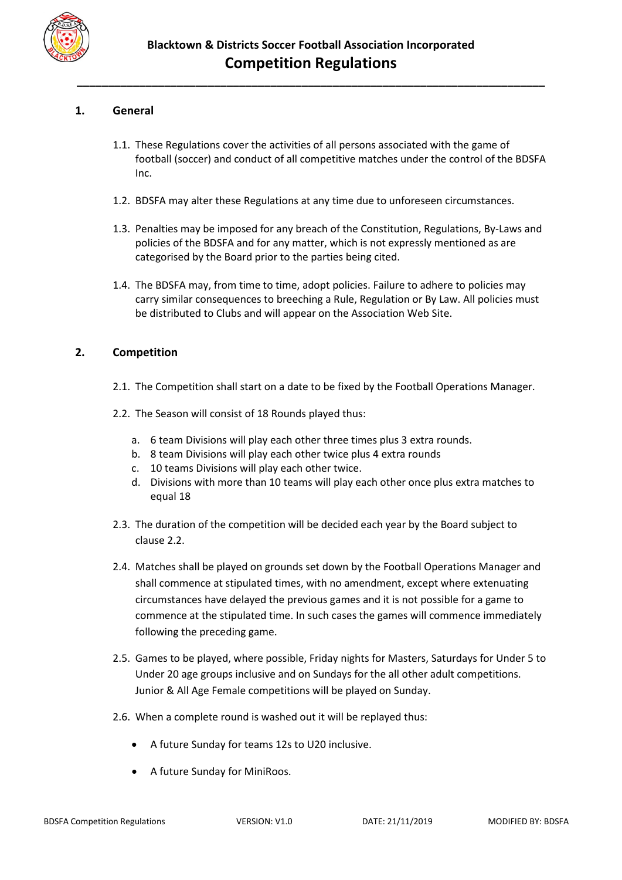# Blacktown & Districts Soccer Football Association Incorporated

## Competition Regulations

### 1. General

1.1. These Regulations cover the activities of all persons associated with the game of football (soccer) and conduct of all competitive matches under the control of the BDSFA Inc.

1.2. BDSFA may alter these Regulations at any time due to unforeseen circumstances.

1.3. Penalties may be imposed for any breach of the Constitution, Regulations, By-Laws and policies of the BDSFA and for any matter, which is not expressly mentioned as are categorised by the Board prior to the parties being cited.

1.4. The BDSFA may, from time to time, adopt policies. Failure to adhere to policies may carry similar consequences to breeching a Rule, Regulation or By Law. All policies must be distributed to Clubs and will appear on the Association Web Site.

### 2. Competition

2.1. The Competition shall start on a date to be fixed by the Football Operations Manager.

2.2. The Season will consist of 18 Rounds played thus:

a. 6 team Divisions will play each other three times plus 3 extra rounds.
b. 8 team Divisions will play each other twice plus 4 extra rounds
c. 10 teams Divisions will play each other twice.
d. Divisions with more than 10 teams will play each other once plus extra matches to equal 18

2.3. The duration of the competition will be decided each year by the Board subject to clause 2.2.

2.4. Matches shall be played on grounds set down by the Football Operations Manager and shall commence at stipulated times, with no amendment, except where extenuating circumstances have delayed the previous games and it is not possible for a game to commence at the stipulated time. In such cases the games will commence immediately following the preceding game.

2.5. Games to be played, where possible, Friday nights for Masters, Saturdays for Under 5 to Under 20 age groups inclusive and on Sundays for the all other adult competitions. Junior & All Age Female competitions will be played on Sunday.

2.6. When a complete round is washed out it will be replayed thus:

- A future Sunday for teams 12s to U20 inclusive.
- A future Sunday for MiniRoos.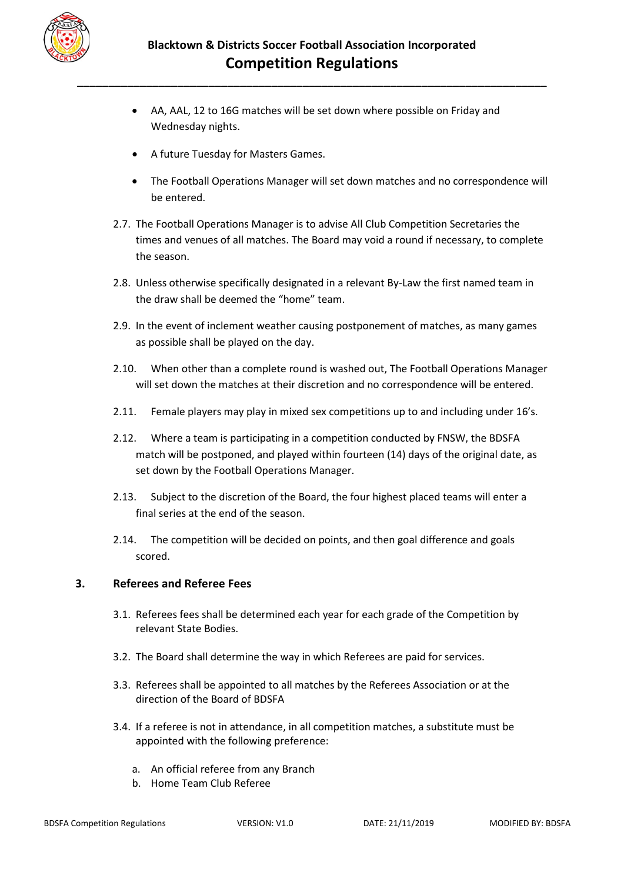- AA, AAL, 12 to 16G matches will be set down where possible on Friday and Wednesday nights.
- A future Tuesday for Masters Games.
- The Football Operations Manager will set down matches and no correspondence will be entered.

2.7. The Football Operations Manager is to advise All Club Competition Secretaries the times and venues of all matches. The Board may void a round if necessary, to complete the season.

2.8. Unless otherwise specifically designated in a relevant By-Law the first named team in the draw shall be deemed the "home" team.

2.9. In the event of inclement weather causing postponement of matches, as many games as possible shall be played on the day.

2.10. When other than a complete round is washed out, The Football Operations Manager will set down the matches at their discretion and no correspondence will be entered.

2.11. Female players may play in mixed sex competitions up to and including under 16's.

2.12. Where a team is participating in a competition conducted by FNSW, the BDSFA match will be postponed, and played within fourteen (14) days of the original date, as set down by the Football Operations Manager.

2.13. Subject to the discretion of the Board, the four highest placed teams will enter a final series at the end of the season.

2.14. The competition will be decided on points, and then goal difference and goals scored.

## 3. Referees and Referee Fees

3.1. Referees fees shall be determined each year for each grade of the Competition by relevant State Bodies.

3.2. The Board shall determine the way in which Referees are paid for services.

3.3. Referees shall be appointed to all matches by the Referees Association or at the direction of the Board of BDSFA

3.4. If a referee is not in attendance, in all competition matches, a substitute must be appointed with the following preference:

a. An official referee from any Branch
b. Home Team Club Referee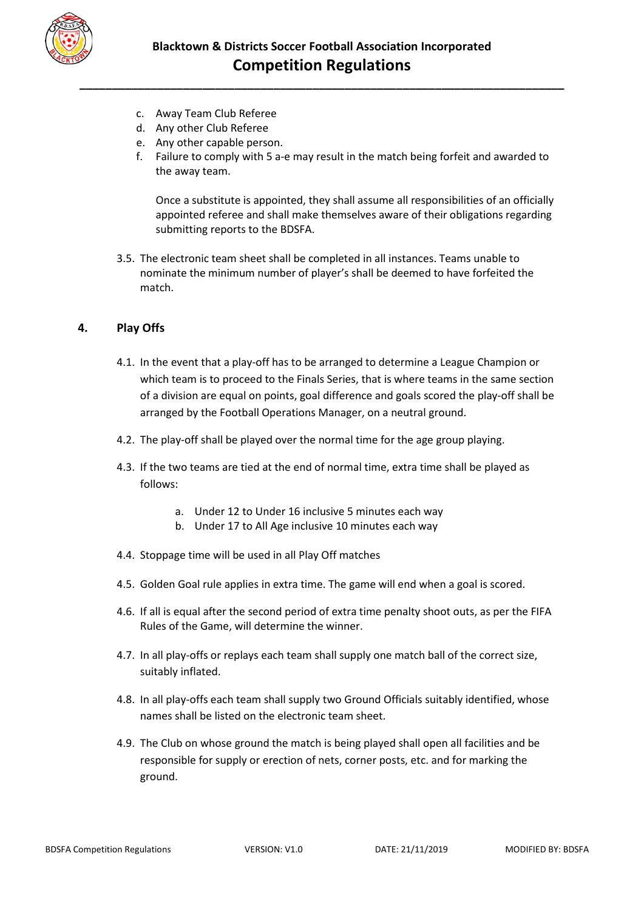c. Away Team Club Referee
d. Any other Club Referee
e. Any other capable person.
f. Failure to comply with 5 a-e may result in the match being forfeit and awarded to the away team.

   Once a substitute is appointed, they shall assume all responsibilities of an officially appointed referee and shall make themselves aware of their obligations regarding submitting reports to the BDSFA.

3.5. The electronic team sheet shall be completed in all instances. Teams unable to nominate the minimum number of player's shall be deemed to have forfeited the match.

## 4. Play Offs

4.1. In the event that a play-off has to be arranged to determine a League Champion or which team is to proceed to the Finals Series, that is where teams in the same section of a division are equal on points, goal difference and goals scored the play-off shall be arranged by the Football Operations Manager, on a neutral ground.

4.2. The play-off shall be played over the normal time for the age group playing.

4.3. If the two teams are tied at the end of normal time, extra time shall be played as follows:

   a. Under 12 to Under 16 inclusive 5 minutes each way
   b. Under 17 to All Age inclusive 10 minutes each way

4.4. Stoppage time will be used in all Play Off matches

4.5. Golden Goal rule applies in extra time. The game will end when a goal is scored.

4.6. If all is equal after the second period of extra time penalty shoot outs, as per the FIFA Rules of the Game, will determine the winner.

4.7. In all play-offs or replays each team shall supply one match ball of the correct size, suitably inflated.

4.8. In all play-offs each team shall supply two Ground Officials suitably identified, whose names shall be listed on the electronic team sheet.

4.9. The Club on whose ground the match is being played shall open all facilities and be responsible for supply or erection of nets, corner posts, etc. and for marking the ground.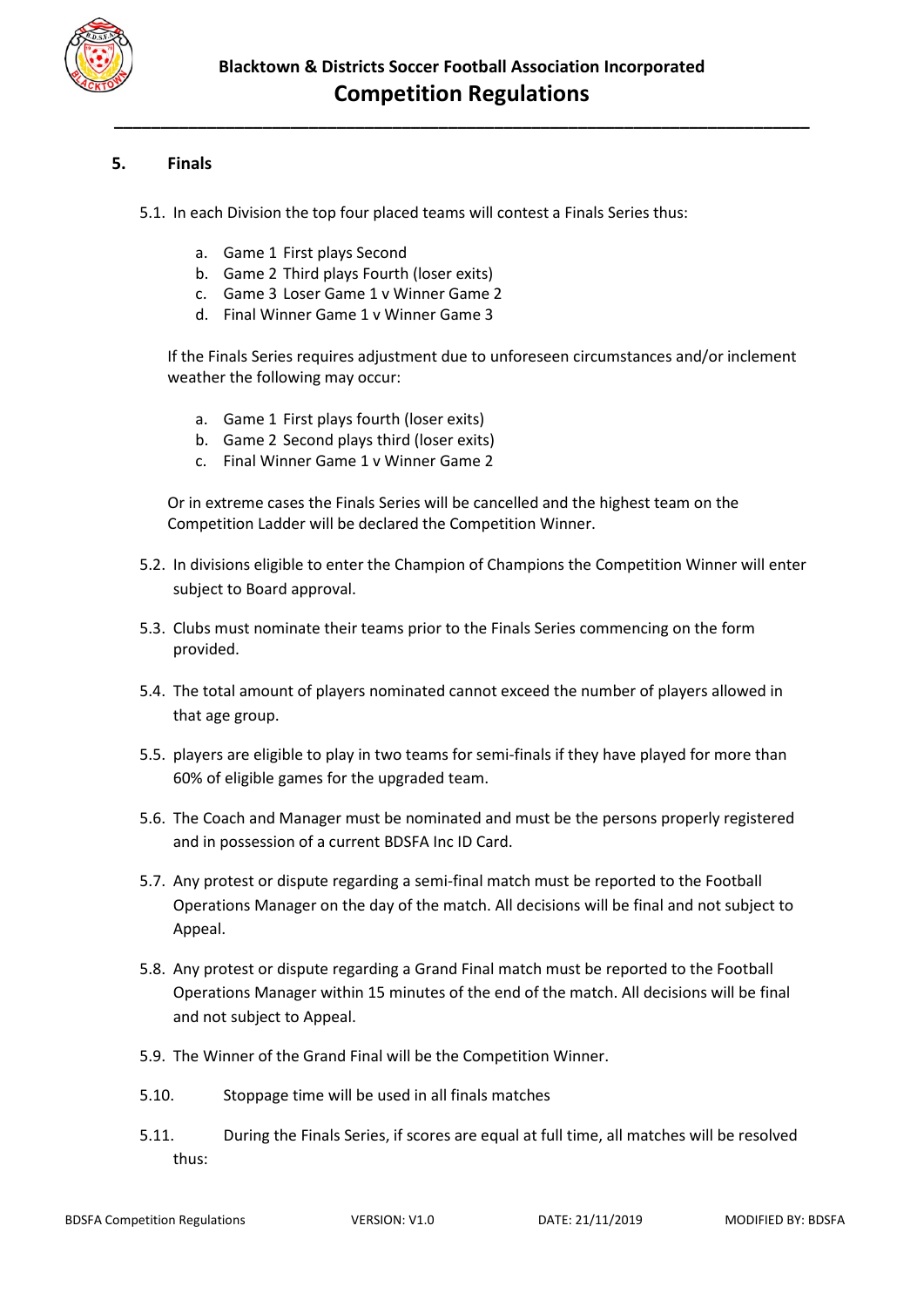## 5. Finals

5.1. In each Division the top four placed teams will contest a Finals Series thus:

a. Game 1 First plays Second
b. Game 2 Third plays Fourth (loser exits)
c. Game 3 Loser Game 1 v Winner Game 2
d. Final Winner Game 1 v Winner Game 3

If the Finals Series requires adjustment due to unforeseen circumstances and/or inclement weather the following may occur:

a. Game 1 First plays fourth (loser exits)
b. Game 2 Second plays third (loser exits)
c. Final Winner Game 1 v Winner Game 2

Or in extreme cases the Finals Series will be cancelled and the highest team on the Competition Ladder will be declared the Competition Winner.

5.2. In divisions eligible to enter the Champion of Champions the Competition Winner will enter subject to Board approval.

5.3. Clubs must nominate their teams prior to the Finals Series commencing on the form provided.

5.4. The total amount of players nominated cannot exceed the number of players allowed in that age group.

5.5. players are eligible to play in two teams for semi-finals if they have played for more than 60% of eligible games for the upgraded team.

5.6. The Coach and Manager must be nominated and must be the persons properly registered and in possession of a current BDSFA Inc ID Card.

5.7. Any protest or dispute regarding a semi-final match must be reported to the Football Operations Manager on the day of the match. All decisions will be final and not subject to Appeal.

5.8. Any protest or dispute regarding a Grand Final match must be reported to the Football Operations Manager within 15 minutes of the end of the match. All decisions will be final and not subject to Appeal.

5.9. The Winner of the Grand Final will be the Competition Winner.

5.10. Stoppage time will be used in all finals matches

5.11. During the Finals Series, if scores are equal at full time, all matches will be resolved thus: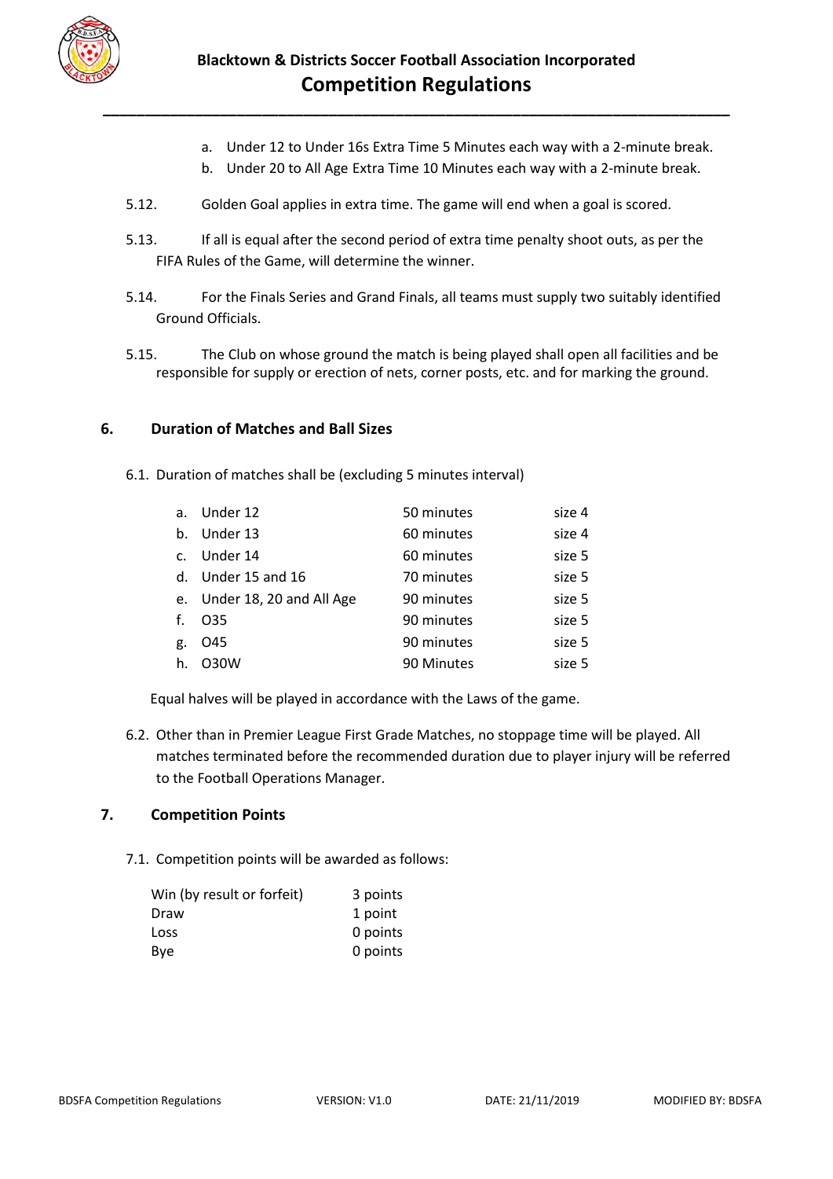a. Under 12 to Under 16s Extra Time 5 Minutes each way with a 2-minute break.
b. Under 20 to All Age Extra Time 10 Minutes each way with a 2-minute break.

5.12. Golden Goal applies in extra time. The game will end when a goal is scored.

5.13. If all is equal after the second period of extra time penalty shoot outs, as per the FIFA Rules of the Game, will determine the winner.

5.14. For the Finals Series and Grand Finals, all teams must supply two suitably identified Ground Officials.

5.15. The Club on whose ground the match is being played shall open all facilities and be responsible for supply or erection of nets, corner posts, etc. and for marking the ground.

## 6. Duration of Matches and Ball Sizes

6.1. Duration of matches shall be (excluding 5 minutes interval)

| | | |
|---|---|---|
| a. Under 12 | 50 minutes | size 4 |
| b. Under 13 | 60 minutes | size 4 |
| c. Under 14 | 60 minutes | size 5 |
| d. Under 15 and 16 | 70 minutes | size 5 |
| e. Under 18, 20 and All Age | 90 minutes | size 5 |
| f. O35 | 90 minutes | size 5 |
| g. O45 | 90 minutes | size 5 |
| h. O30W | 90 Minutes | size 5 |

Equal halves will be played in accordance with the Laws of the game.

6.2. Other than in Premier League First Grade Matches, no stoppage time will be played. All matches terminated before the recommended duration due to player injury will be referred to the Football Operations Manager.

## 7. Competition Points

7.1. Competition points will be awarded as follows:

| | |
|---|---|
| Win (by result or forfeit) | 3 points |
| Draw | 1 point |
| Loss | 0 points |
| Bye | 0 points |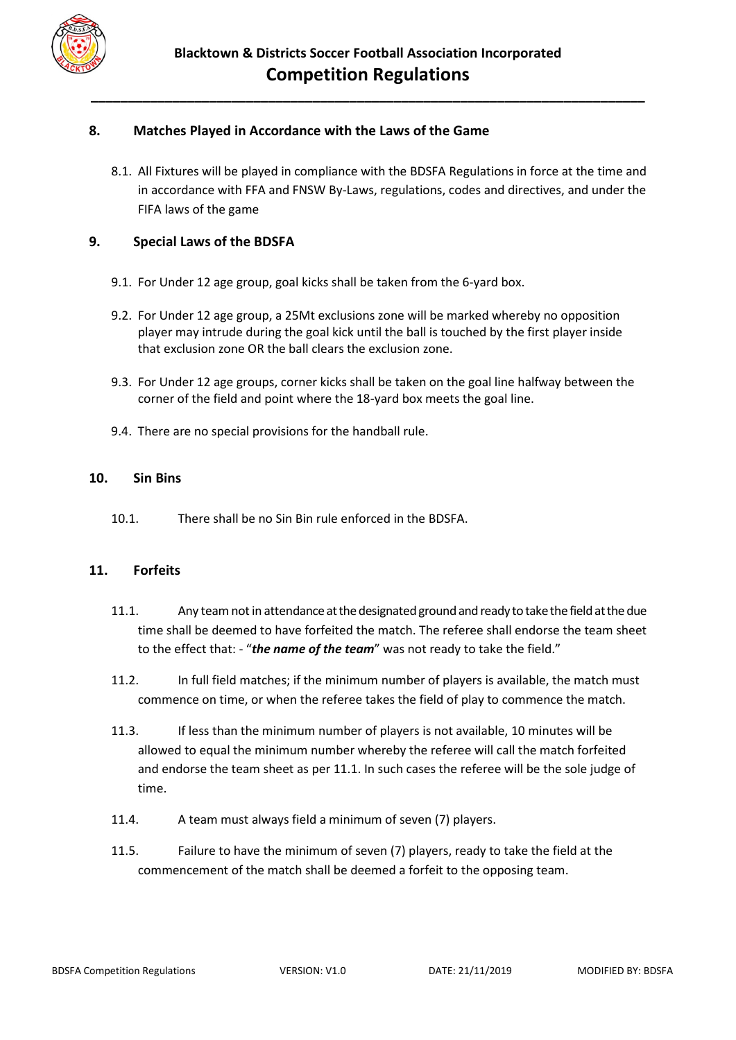## 8. Matches Played in Accordance with the Laws of the Game

8.1. All Fixtures will be played in compliance with the BDSFA Regulations in force at the time and in accordance with FFA and FNSW By-Laws, regulations, codes and directives, and under the FIFA laws of the game

## 9. Special Laws of the BDSFA

9.1. For Under 12 age group, goal kicks shall be taken from the 6-yard box.

9.2. For Under 12 age group, a 25Mt exclusions zone will be marked whereby no opposition player may intrude during the goal kick until the ball is touched by the first player inside that exclusion zone OR the ball clears the exclusion zone.

9.3. For Under 12 age groups, corner kicks shall be taken on the goal line halfway between the corner of the field and point where the 18-yard box meets the goal line.

9.4. There are no special provisions for the handball rule.

## 10. Sin Bins

10.1. There shall be no Sin Bin rule enforced in the BDSFA.

## 11. Forfeits

11.1. Any team not in attendance at the designated ground and ready to take the field at the due time shall be deemed to have forfeited the match. The referee shall endorse the team sheet to the effect that: - "***the name of the team***" was not ready to take the field."

11.2. In full field matches; if the minimum number of players is available, the match must commence on time, or when the referee takes the field of play to commence the match.

11.3. If less than the minimum number of players is not available, 10 minutes will be allowed to equal the minimum number whereby the referee will call the match forfeited and endorse the team sheet as per 11.1. In such cases the referee will be the sole judge of time.

11.4. A team must always field a minimum of seven (7) players.

11.5. Failure to have the minimum of seven (7) players, ready to take the field at the commencement of the match shall be deemed a forfeit to the opposing team.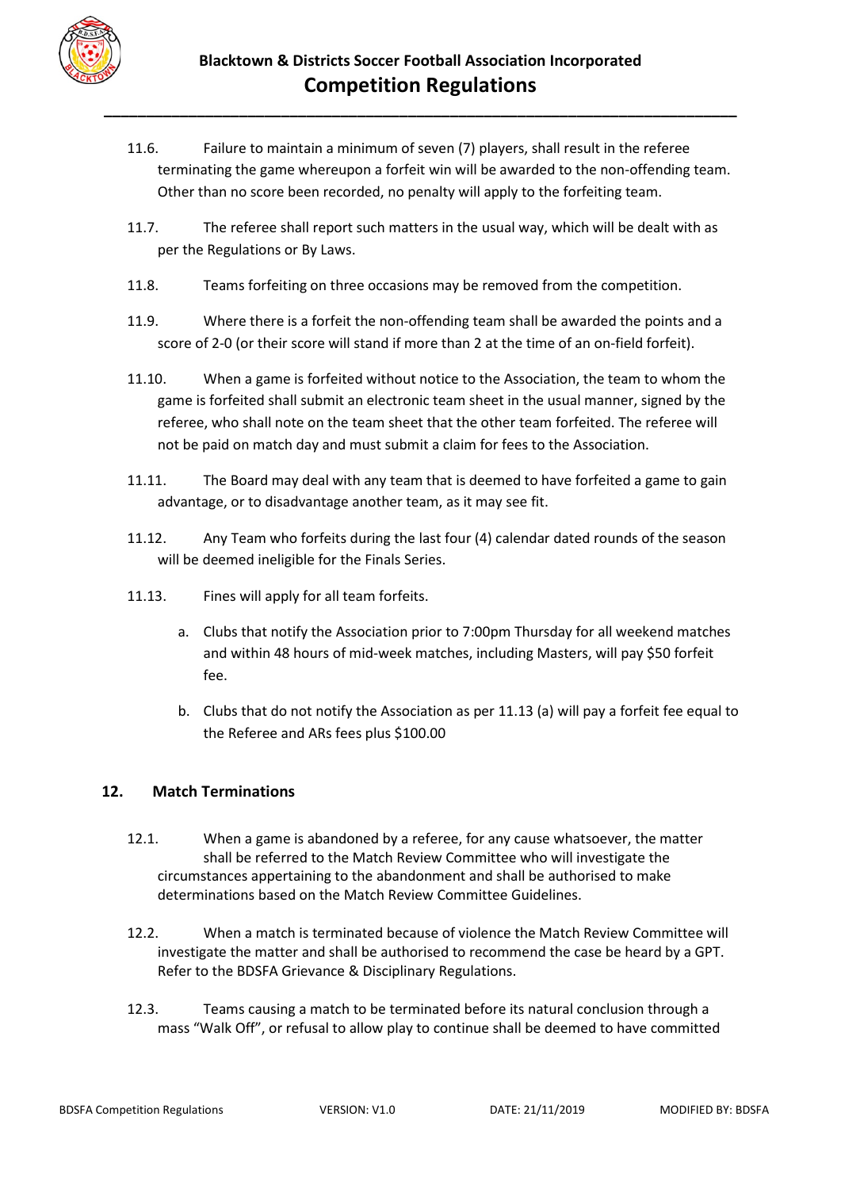11.6. Failure to maintain a minimum of seven (7) players, shall result in the referee terminating the game whereupon a forfeit win will be awarded to the non-offending team. Other than no score been recorded, no penalty will apply to the forfeiting team.

11.7. The referee shall report such matters in the usual way, which will be dealt with as per the Regulations or By Laws.

11.8. Teams forfeiting on three occasions may be removed from the competition.

11.9. Where there is a forfeit the non-offending team shall be awarded the points and a score of 2-0 (or their score will stand if more than 2 at the time of an on-field forfeit).

11.10. When a game is forfeited without notice to the Association, the team to whom the game is forfeited shall submit an electronic team sheet in the usual manner, signed by the referee, who shall note on the team sheet that the other team forfeited. The referee will not be paid on match day and must submit a claim for fees to the Association.

11.11. The Board may deal with any team that is deemed to have forfeited a game to gain advantage, or to disadvantage another team, as it may see fit.

11.12. Any Team who forfeits during the last four (4) calendar dated rounds of the season will be deemed ineligible for the Finals Series.

11.13. Fines will apply for all team forfeits.

a. Clubs that notify the Association prior to 7:00pm Thursday for all weekend matches and within 48 hours of mid-week matches, including Masters, will pay $50 forfeit fee.

b. Clubs that do not notify the Association as per 11.13 (a) will pay a forfeit fee equal to the Referee and ARs fees plus $100.00

## 12. Match Terminations

12.1. When a game is abandoned by a referee, for any cause whatsoever, the matter shall be referred to the Match Review Committee who will investigate the circumstances appertaining to the abandonment and shall be authorised to make determinations based on the Match Review Committee Guidelines.

12.2. When a match is terminated because of violence the Match Review Committee will investigate the matter and shall be authorised to recommend the case be heard by a GPT. Refer to the BDSFA Grievance & Disciplinary Regulations.

12.3. Teams causing a match to be terminated before its natural conclusion through a mass "Walk Off", or refusal to allow play to continue shall be deemed to have committed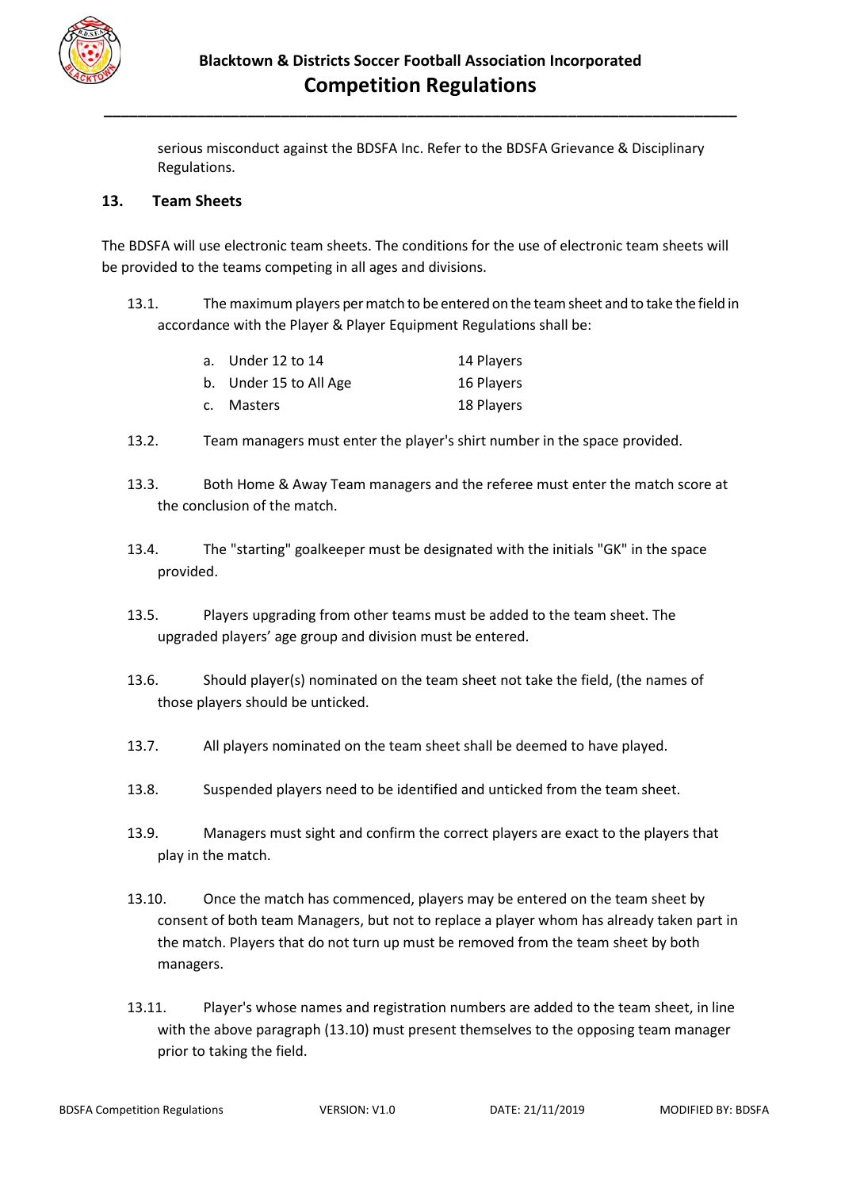serious misconduct against the BDSFA Inc. Refer to the BDSFA Grievance & Disciplinary Regulations.

## 13. Team Sheets

The BDSFA will use electronic team sheets. The conditions for the use of electronic team sheets will be provided to the teams competing in all ages and divisions.

13.1. The maximum players per match to be entered on the team sheet and to take the field in accordance with the Player & Player Equipment Regulations shall be:

| | |
|---|---|
| a. Under 12 to 14 | 14 Players |
| b. Under 15 to All Age | 16 Players |
| c. Masters | 18 Players |

13.2. Team managers must enter the player's shirt number in the space provided.

13.3. Both Home & Away Team managers and the referee must enter the match score at the conclusion of the match.

13.4. The "starting" goalkeeper must be designated with the initials "GK" in the space provided.

13.5. Players upgrading from other teams must be added to the team sheet. The upgraded players' age group and division must be entered.

13.6. Should player(s) nominated on the team sheet not take the field, (the names of those players should be unticked.

13.7. All players nominated on the team sheet shall be deemed to have played.

13.8. Suspended players need to be identified and unticked from the team sheet.

13.9. Managers must sight and confirm the correct players are exact to the players that play in the match.

13.10. Once the match has commenced, players may be entered on the team sheet by consent of both team Managers, but not to replace a player whom has already taken part in the match. Players that do not turn up must be removed from the team sheet by both managers.

13.11. Player's whose names and registration numbers are added to the team sheet, in line with the above paragraph (13.10) must present themselves to the opposing team manager prior to taking the field.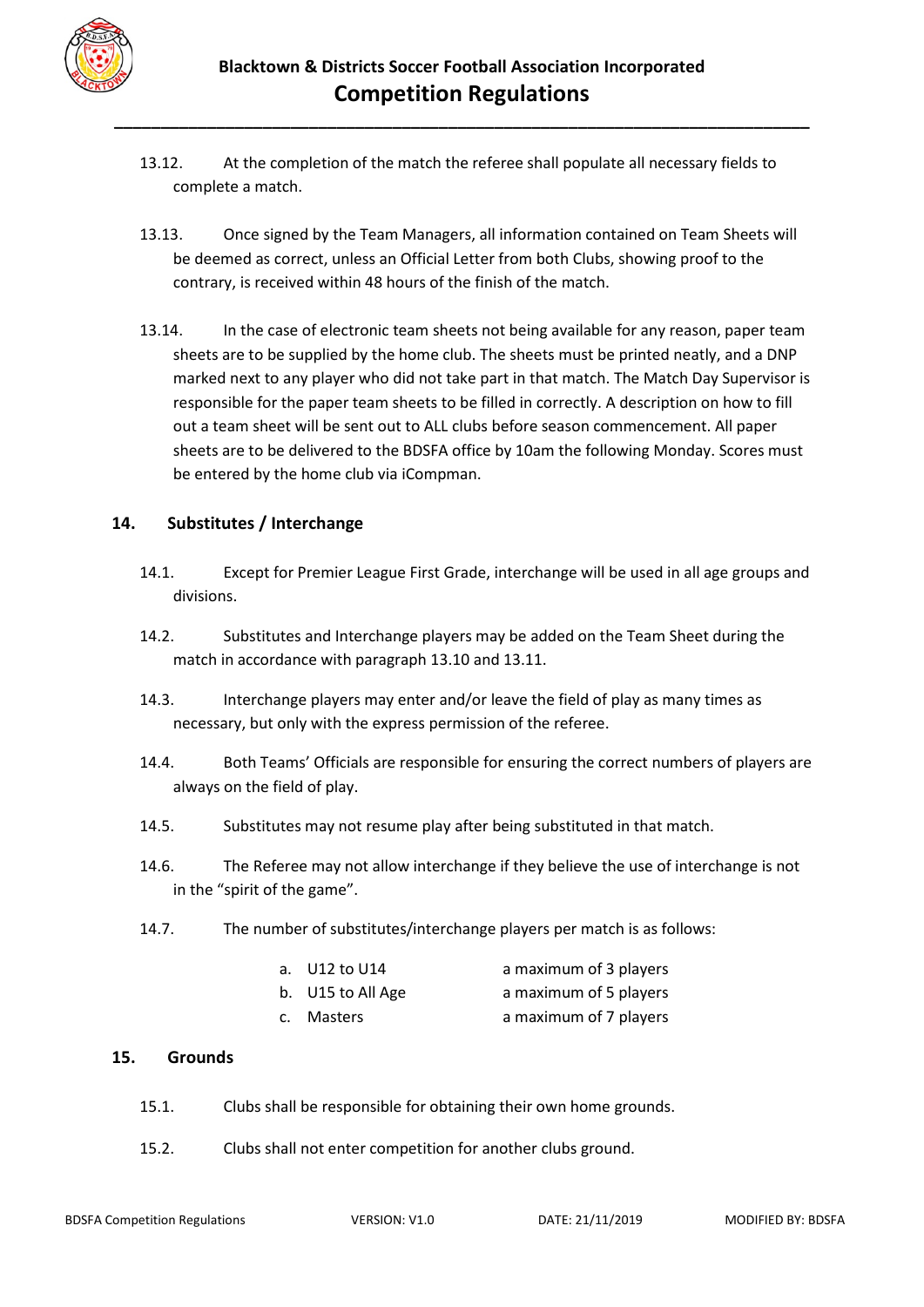13.12. At the completion of the match the referee shall populate all necessary fields to complete a match.

13.13. Once signed by the Team Managers, all information contained on Team Sheets will be deemed as correct, unless an Official Letter from both Clubs, showing proof to the contrary, is received within 48 hours of the finish of the match.

13.14. In the case of electronic team sheets not being available for any reason, paper team sheets are to be supplied by the home club. The sheets must be printed neatly, and a DNP marked next to any player who did not take part in that match. The Match Day Supervisor is responsible for the paper team sheets to be filled in correctly. A description on how to fill out a team sheet will be sent out to ALL clubs before season commencement. All paper sheets are to be delivered to the BDSFA office by 10am the following Monday. Scores must be entered by the home club via iCompman.

## 14. Substitutes / Interchange

14.1. Except for Premier League First Grade, interchange will be used in all age groups and divisions.

14.2. Substitutes and Interchange players may be added on the Team Sheet during the match in accordance with paragraph 13.10 and 13.11.

14.3. Interchange players may enter and/or leave the field of play as many times as necessary, but only with the express permission of the referee.

14.4. Both Teams' Officials are responsible for ensuring the correct numbers of players are always on the field of play.

14.5. Substitutes may not resume play after being substituted in that match.

14.6. The Referee may not allow interchange if they believe the use of interchange is not in the "spirit of the game".

14.7. The number of substitutes/interchange players per match is as follows:

| | |
|---|---|
| a. U12 to U14 | a maximum of 3 players |
| b. U15 to All Age | a maximum of 5 players |
| c. Masters | a maximum of 7 players |

## 15. Grounds

15.1. Clubs shall be responsible for obtaining their own home grounds.

15.2. Clubs shall not enter competition for another clubs ground.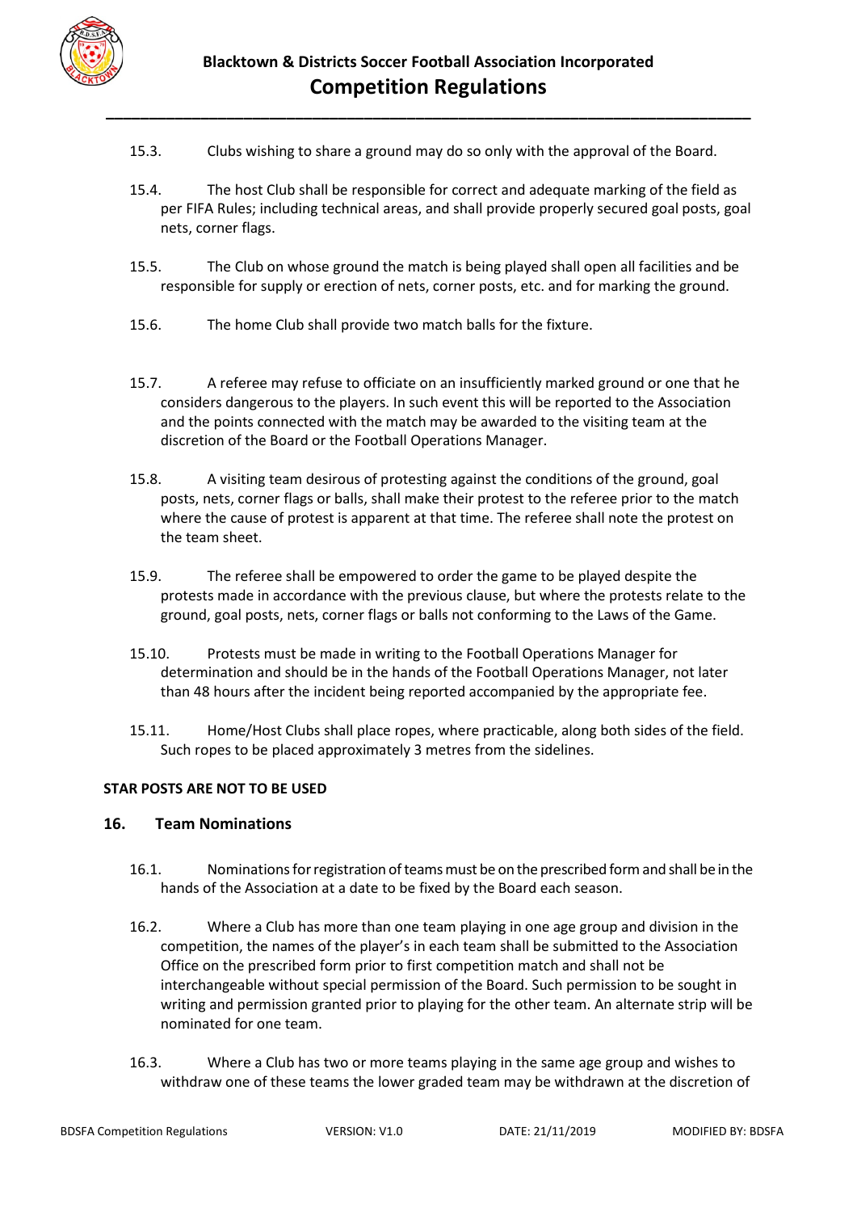15.3. Clubs wishing to share a ground may do so only with the approval of the Board.

15.4. The host Club shall be responsible for correct and adequate marking of the field as per FIFA Rules; including technical areas, and shall provide properly secured goal posts, goal nets, corner flags.

15.5. The Club on whose ground the match is being played shall open all facilities and be responsible for supply or erection of nets, corner posts, etc. and for marking the ground.

15.6. The home Club shall provide two match balls for the fixture.

15.7. A referee may refuse to officiate on an insufficiently marked ground or one that he considers dangerous to the players. In such event this will be reported to the Association and the points connected with the match may be awarded to the visiting team at the discretion of the Board or the Football Operations Manager.

15.8. A visiting team desirous of protesting against the conditions of the ground, goal posts, nets, corner flags or balls, shall make their protest to the referee prior to the match where the cause of protest is apparent at that time. The referee shall note the protest on the team sheet.

15.9. The referee shall be empowered to order the game to be played despite the protests made in accordance with the previous clause, but where the protests relate to the ground, goal posts, nets, corner flags or balls not conforming to the Laws of the Game.

15.10. Protests must be made in writing to the Football Operations Manager for determination and should be in the hands of the Football Operations Manager, not later than 48 hours after the incident being reported accompanied by the appropriate fee.

15.11. Home/Host Clubs shall place ropes, where practicable, along both sides of the field. Such ropes to be placed approximately 3 metres from the sidelines.

**STAR POSTS ARE NOT TO BE USED**

## 16. Team Nominations

16.1. Nominations for registration of teams must be on the prescribed form and shall be in the hands of the Association at a date to be fixed by the Board each season.

16.2. Where a Club has more than one team playing in one age group and division in the competition, the names of the player's in each team shall be submitted to the Association Office on the prescribed form prior to first competition match and shall not be interchangeable without special permission of the Board. Such permission to be sought in writing and permission granted prior to playing for the other team. An alternate strip will be nominated for one team.

16.3. Where a Club has two or more teams playing in the same age group and wishes to withdraw one of these teams the lower graded team may be withdrawn at the discretion of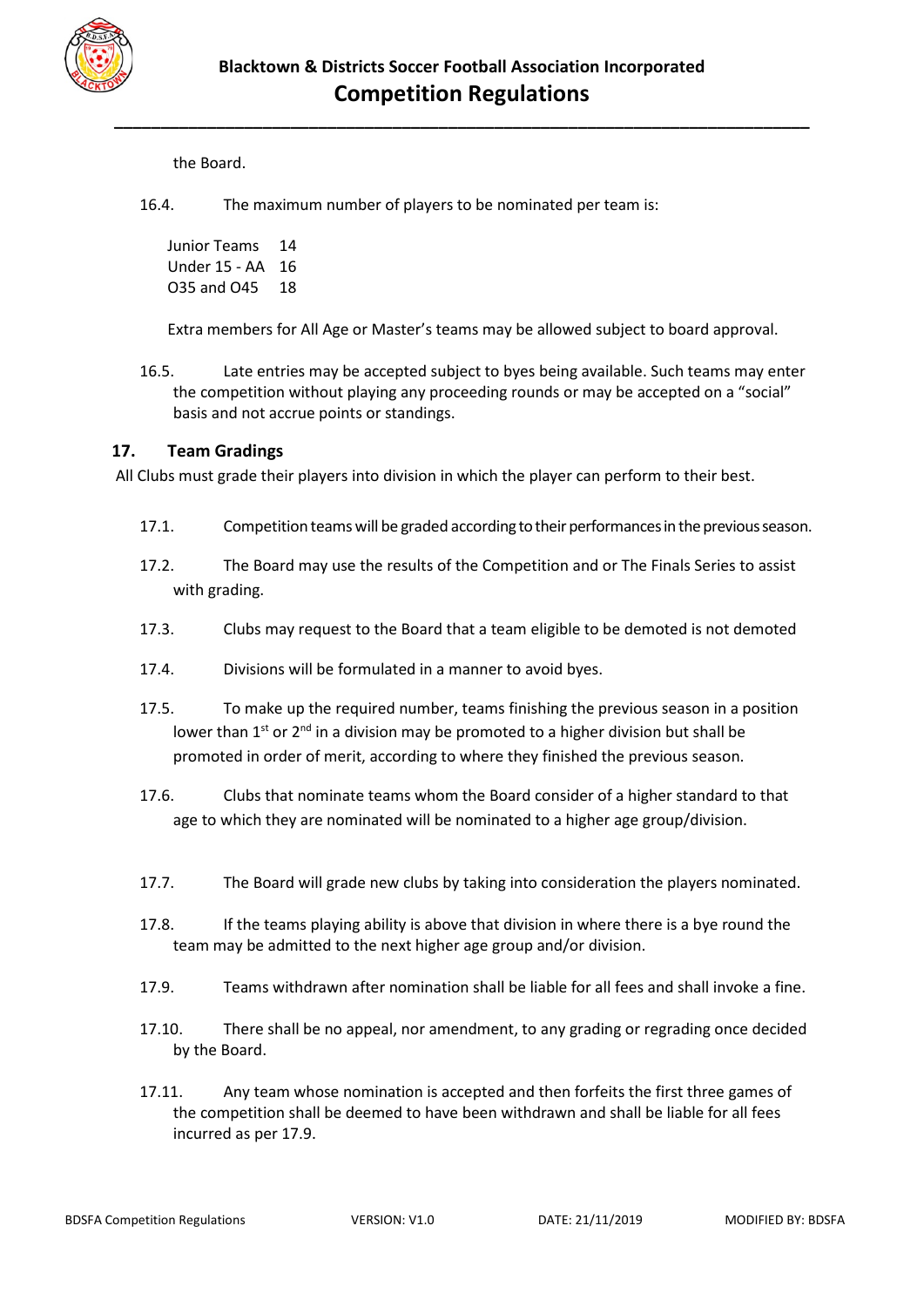the Board.

16.4. The maximum number of players to be nominated per team is:

| | |
|---|---|
| Junior Teams | 14 |
| Under 15 - AA | 16 |
| O35 and O45 | 18 |

Extra members for All Age or Master's teams may be allowed subject to board approval.

16.5. Late entries may be accepted subject to byes being available. Such teams may enter the competition without playing any proceeding rounds or may be accepted on a "social" basis and not accrue points or standings.

## 17. Team Gradings

All Clubs must grade their players into division in which the player can perform to their best.

17.1. Competition teams will be graded according to their performances in the previous season.

17.2. The Board may use the results of the Competition and or The Finals Series to assist with grading.

17.3. Clubs may request to the Board that a team eligible to be demoted is not demoted

17.4. Divisions will be formulated in a manner to avoid byes.

17.5. To make up the required number, teams finishing the previous season in a position lower than 1st or 2nd in a division may be promoted to a higher division but shall be promoted in order of merit, according to where they finished the previous season.

17.6. Clubs that nominate teams whom the Board consider of a higher standard to that age to which they are nominated will be nominated to a higher age group/division.

17.7. The Board will grade new clubs by taking into consideration the players nominated.

17.8. If the teams playing ability is above that division in where there is a bye round the team may be admitted to the next higher age group and/or division.

17.9. Teams withdrawn after nomination shall be liable for all fees and shall invoke a fine.

17.10. There shall be no appeal, nor amendment, to any grading or regrading once decided by the Board.

17.11. Any team whose nomination is accepted and then forfeits the first three games of the competition shall be deemed to have been withdrawn and shall be liable for all fees incurred as per 17.9.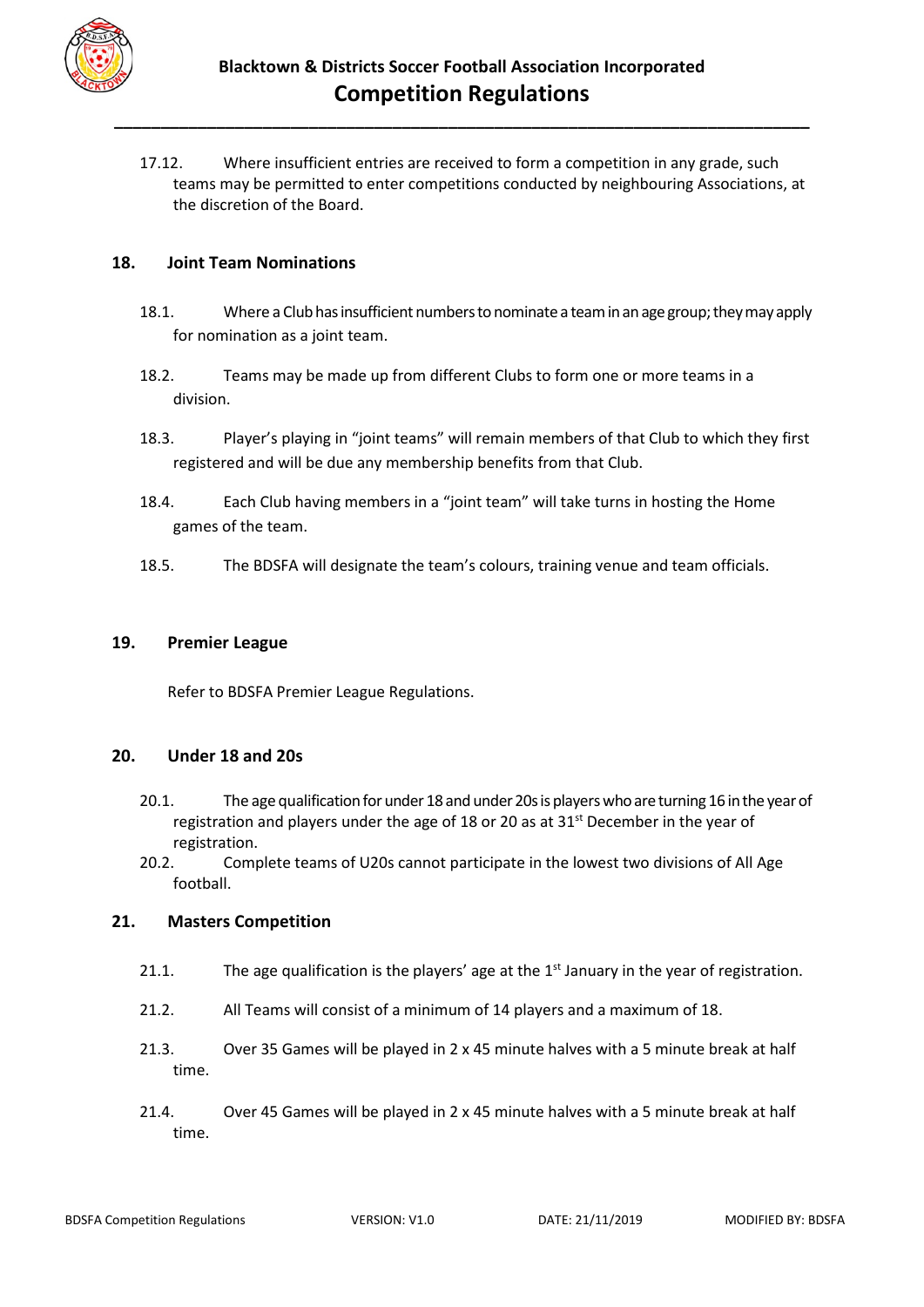17.12. Where insufficient entries are received to form a competition in any grade, such teams may be permitted to enter competitions conducted by neighbouring Associations, at the discretion of the Board.

## 18. Joint Team Nominations

18.1. Where a Club has insufficient numbers to nominate a team in an age group; they may apply for nomination as a joint team.

18.2. Teams may be made up from different Clubs to form one or more teams in a division.

18.3. Player's playing in "joint teams" will remain members of that Club to which they first registered and will be due any membership benefits from that Club.

18.4. Each Club having members in a "joint team" will take turns in hosting the Home games of the team.

18.5. The BDSFA will designate the team's colours, training venue and team officials.

## 19. Premier League

Refer to BDSFA Premier League Regulations.

## 20. Under 18 and 20s

20.1. The age qualification for under 18 and under 20s is players who are turning 16 in the year of registration and players under the age of 18 or 20 as at 31st December in the year of registration.

20.2. Complete teams of U20s cannot participate in the lowest two divisions of All Age football.

## 21. Masters Competition

21.1. The age qualification is the players' age at the 1st January in the year of registration.

21.2. All Teams will consist of a minimum of 14 players and a maximum of 18.

21.3. Over 35 Games will be played in 2 x 45 minute halves with a 5 minute break at half time.

21.4. Over 45 Games will be played in 2 x 45 minute halves with a 5 minute break at half time.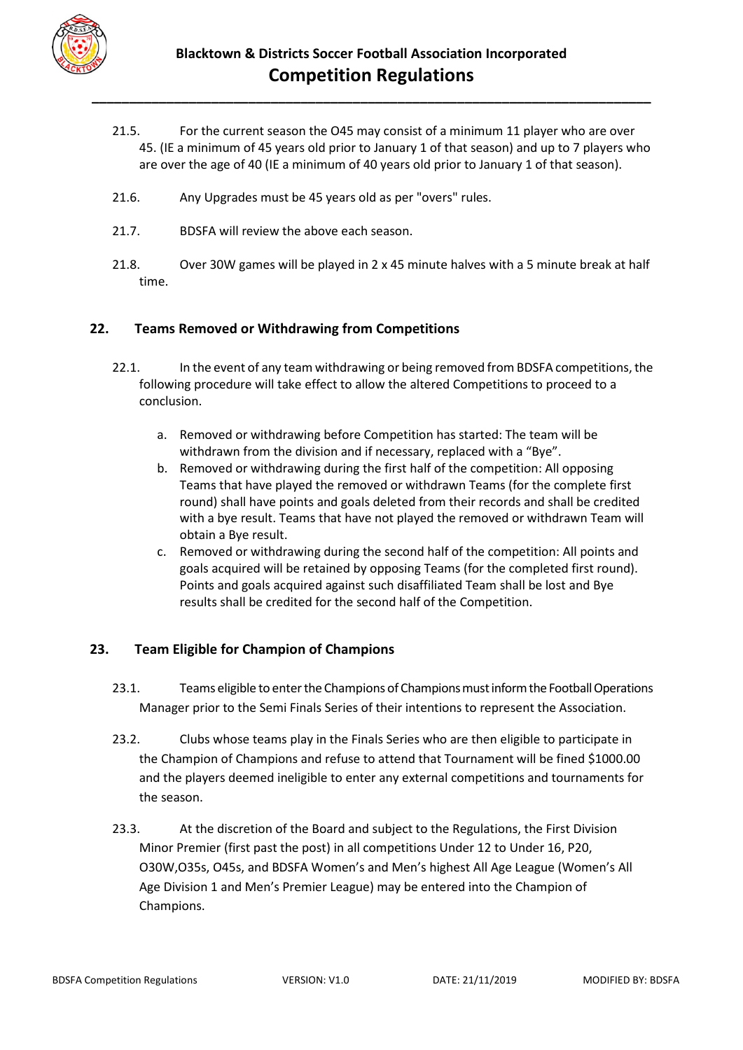21.5. For the current season the O45 may consist of a minimum 11 player who are over 45. (IE a minimum of 45 years old prior to January 1 of that season) and up to 7 players who are over the age of 40 (IE a minimum of 40 years old prior to January 1 of that season).

21.6. Any Upgrades must be 45 years old as per "overs" rules.

21.7. BDSFA will review the above each season.

21.8. Over 30W games will be played in 2 x 45 minute halves with a 5 minute break at half time.

## 22. Teams Removed or Withdrawing from Competitions

22.1. In the event of any team withdrawing or being removed from BDSFA competitions, the following procedure will take effect to allow the altered Competitions to proceed to a conclusion.

a. Removed or withdrawing before Competition has started: The team will be withdrawn from the division and if necessary, replaced with a "Bye".
b. Removed or withdrawing during the first half of the competition: All opposing Teams that have played the removed or withdrawn Teams (for the complete first round) shall have points and goals deleted from their records and shall be credited with a bye result. Teams that have not played the removed or withdrawn Team will obtain a Bye result.
c. Removed or withdrawing during the second half of the competition: All points and goals acquired will be retained by opposing Teams (for the completed first round). Points and goals acquired against such disaffiliated Team shall be lost and Bye results shall be credited for the second half of the Competition.

## 23. Team Eligible for Champion of Champions

23.1. Teams eligible to enter the Champions of Champions must inform the Football Operations Manager prior to the Semi Finals Series of their intentions to represent the Association.

23.2. Clubs whose teams play in the Finals Series who are then eligible to participate in the Champion of Champions and refuse to attend that Tournament will be fined $1000.00 and the players deemed ineligible to enter any external competitions and tournaments for the season.

23.3. At the discretion of the Board and subject to the Regulations, the First Division Minor Premier (first past the post) in all competitions Under 12 to Under 16, P20, O30W,O35s, O45s, and BDSFA Women's and Men's highest All Age League (Women's All Age Division 1 and Men's Premier League) may be entered into the Champion of Champions.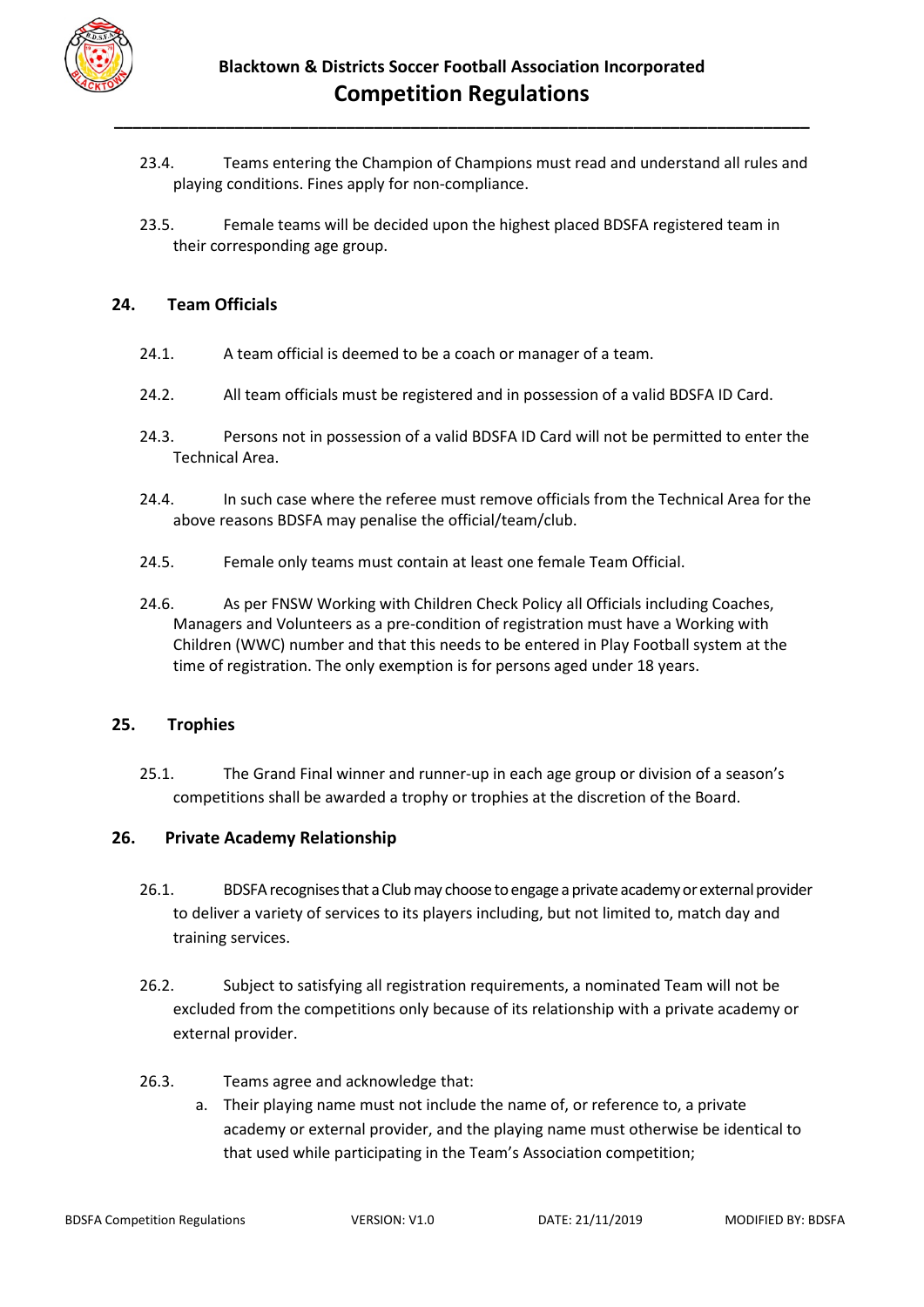23.4. Teams entering the Champion of Champions must read and understand all rules and playing conditions. Fines apply for non-compliance.

23.5. Female teams will be decided upon the highest placed BDSFA registered team in their corresponding age group.

## 24. Team Officials

24.1. A team official is deemed to be a coach or manager of a team.

24.2. All team officials must be registered and in possession of a valid BDSFA ID Card.

24.3. Persons not in possession of a valid BDSFA ID Card will not be permitted to enter the Technical Area.

24.4. In such case where the referee must remove officials from the Technical Area for the above reasons BDSFA may penalise the official/team/club.

24.5. Female only teams must contain at least one female Team Official.

24.6. As per FNSW Working with Children Check Policy all Officials including Coaches, Managers and Volunteers as a pre-condition of registration must have a Working with Children (WWC) number and that this needs to be entered in Play Football system at the time of registration. The only exemption is for persons aged under 18 years.

## 25. Trophies

25.1. The Grand Final winner and runner-up in each age group or division of a season's competitions shall be awarded a trophy or trophies at the discretion of the Board.

## 26. Private Academy Relationship

26.1. BDSFA recognises that a Club may choose to engage a private academy or external provider to deliver a variety of services to its players including, but not limited to, match day and training services.

26.2. Subject to satisfying all registration requirements, a nominated Team will not be excluded from the competitions only because of its relationship with a private academy or external provider.

26.3. Teams agree and acknowledge that:

a. Their playing name must not include the name of, or reference to, a private academy or external provider, and the playing name must otherwise be identical to that used while participating in the Team's Association competition;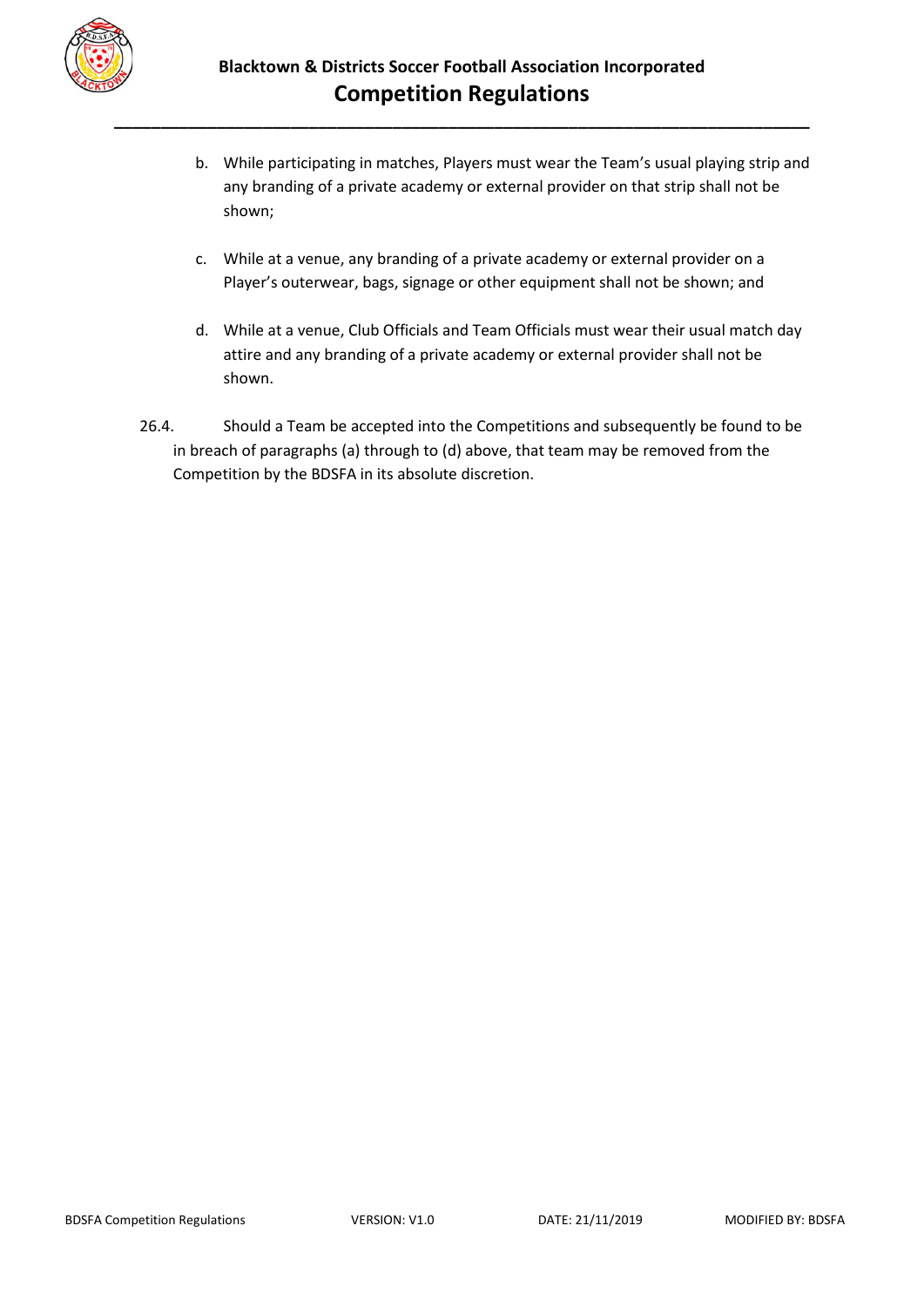b. While participating in matches, Players must wear the Team's usual playing strip and any branding of a private academy or external provider on that strip shall not be shown;

c. While at a venue, any branding of a private academy or external provider on a Player's outerwear, bags, signage or other equipment shall not be shown; and

d. While at a venue, Club Officials and Team Officials must wear their usual match day attire and any branding of a private academy or external provider shall not be shown.

26.4. Should a Team be accepted into the Competitions and subsequently be found to be in breach of paragraphs (a) through to (d) above, that team may be removed from the Competition by the BDSFA in its absolute discretion.